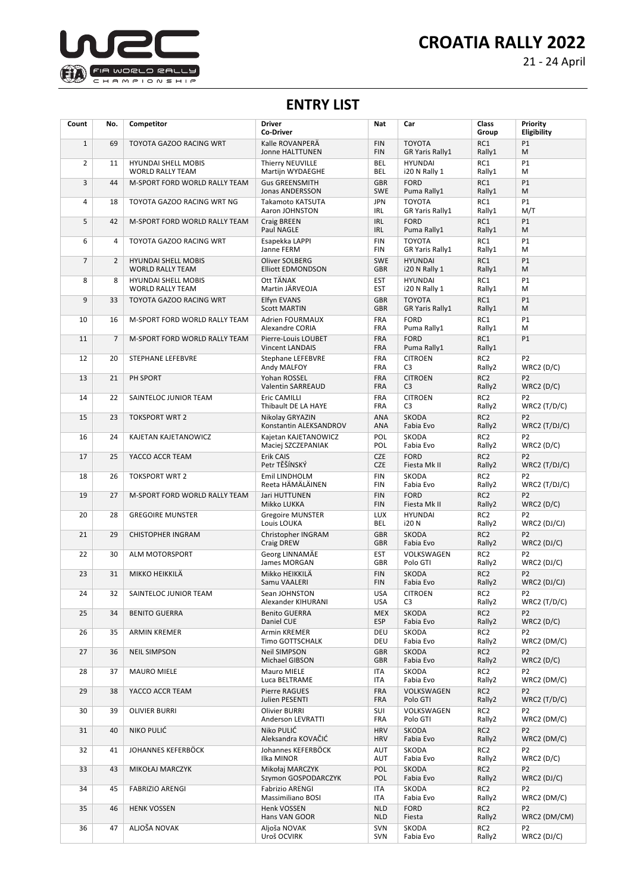# CROATIA RALLY 2022

21 - 24 April

## ENTRY LIST

| Count | No. | Competitor | Driver<br>Co-Driver | Nat | Car | Class<br>Group | Priority<br>Eligibility |
|---|---|---|---|---|---|---|---|
| 1 | 69 | TOYOTA GAZOO RACING WRT | Kalle ROVANPERÄ<br>Jonne HALTTUNEN | FIN<br>FIN | TOYOTA<br>GR Yaris Rally1 | RC1<br>Rally1 | P1<br>M |
| 2 | 11 | HYUNDAI SHELL MOBIS WORLD RALLY TEAM | Thierry NEUVILLE<br>Martijn WYDAEGHE | BEL<br>BEL | HYUNDAI<br>i20 N Rally 1 | RC1<br>Rally1 | P1<br>M |
| 3 | 44 | M-SPORT FORD WORLD RALLY TEAM | Gus GREENSMITH<br>Jonas ANDERSSON | GBR<br>SWE | FORD<br>Puma Rally1 | RC1<br>Rally1 | P1<br>M |
| 4 | 18 | TOYOTA GAZOO RACING WRT NG | Takamoto KATSUTA<br>Aaron JOHNSTON | JPN<br>IRL | TOYOTA<br>GR Yaris Rally1 | RC1<br>Rally1 | P1<br>M/T |
| 5 | 42 | M-SPORT FORD WORLD RALLY TEAM | Craig BREEN<br>Paul NAGLE | IRL<br>IRL | FORD<br>Puma Rally1 | RC1<br>Rally1 | P1<br>M |
| 6 | 4 | TOYOTA GAZOO RACING WRT | Esapekka LAPPI<br>Janne FERM | FIN<br>FIN | TOYOTA<br>GR Yaris Rally1 | RC1<br>Rally1 | P1<br>M |
| 7 | 2 | HYUNDAI SHELL MOBIS WORLD RALLY TEAM | Oliver SOLBERG<br>Elliott EDMONDSON | SWE<br>GBR | HYUNDAI<br>i20 N Rally 1 | RC1<br>Rally1 | P1<br>M |
| 8 | 8 | HYUNDAI SHELL MOBIS WORLD RALLY TEAM | Ott TÄNAK<br>Martin JÄRVEOJA | EST<br>EST | HYUNDAI<br>i20 N Rally 1 | RC1<br>Rally1 | P1<br>M |
| 9 | 33 | TOYOTA GAZOO RACING WRT | Elfyn EVANS<br>Scott MARTIN | GBR<br>GBR | TOYOTA<br>GR Yaris Rally1 | RC1<br>Rally1 | P1<br>M |
| 10 | 16 | M-SPORT FORD WORLD RALLY TEAM | Adrien FOURMAUX<br>Alexandre CORIA | FRA<br>FRA | FORD<br>Puma Rally1 | RC1<br>Rally1 | P1<br>M |
| 11 | 7 | M-SPORT FORD WORLD RALLY TEAM | Pierre-Louis LOUBET<br>Vincent LANDAIS | FRA<br>FRA | FORD<br>Puma Rally1 | RC1<br>Rally1 | P1 |
| 12 | 20 | STEPHANE LEFEBVRE | Stephane LEFEBVRE<br>Andy MALFOY | FRA<br>FRA | CITROEN<br>C3 | RC2<br>Rally2 | P2<br>WRC2 (D/C) |
| 13 | 21 | PH SPORT | Yohan ROSSEL<br>Valentin SARREAUD | FRA<br>FRA | CITROEN<br>C3 | RC2<br>Rally2 | P2<br>WRC2 (D/C) |
| 14 | 22 | SAINTELOC JUNIOR TEAM | Eric CAMILLI<br>Thibault DE LA HAYE | FRA<br>FRA | CITROEN<br>C3 | RC2<br>Rally2 | P2<br>WRC2 (T/D/C) |
| 15 | 23 | TOKSPORT WRT 2 | Nikolay GRYAZIN<br>Konstantin ALEKSANDROV | ANA<br>ANA | SKODA<br>Fabia Evo | RC2<br>Rally2 | P2<br>WRC2 (T/DJ/C) |
| 16 | 24 | KAJETAN KAJETANOWICZ | Kajetan KAJETANOWICZ<br>Maciej SZCZEPANIAK | POL<br>POL | SKODA<br>Fabia Evo | RC2<br>Rally2 | P2<br>WRC2 (D/C) |
| 17 | 25 | YACCO ACCR TEAM | Erik CAIS<br>Petr TĚŠÍNSKÝ | CZE<br>CZE | FORD<br>Fiesta Mk II | RC2<br>Rally2 | P2<br>WRC2 (T/DJ/C) |
| 18 | 26 | TOKSPORT WRT 2 | Emil LINDHOLM<br>Reeta HÄMÄLÄINEN | FIN<br>FIN | SKODA<br>Fabia Evo | RC2<br>Rally2 | P2<br>WRC2 (T/DJ/C) |
| 19 | 27 | M-SPORT FORD WORLD RALLY TEAM | Jari HUTTUNEN<br>Mikko LUKKA | FIN<br>FIN | FORD<br>Fiesta Mk II | RC2<br>Rally2 | P2<br>WRC2 (D/C) |
| 20 | 28 | GREGOIRE MUNSTER | Gregoire MUNSTER<br>Louis LOUKA | LUX<br>BEL | HYUNDAI<br>i20 N | RC2<br>Rally2 | P2<br>WRC2 (DJ/CJ) |
| 21 | 29 | CHISTOPHER INGRAM | Christopher INGRAM<br>Craig DREW | GBR<br>GBR | SKODA<br>Fabia Evo | RC2<br>Rally2 | P2<br>WRC2 (DJ/C) |
| 22 | 30 | ALM MOTORSPORT | Georg LINNAMÄE<br>James MORGAN | EST<br>GBR | VOLKSWAGEN<br>Polo GTI | RC2<br>Rally2 | P2<br>WRC2 (DJ/C) |
| 23 | 31 | MIKKO HEIKKILÄ | Mikko HEIKKILÄ<br>Samu VAALERI | FIN<br>FIN | SKODA<br>Fabia Evo | RC2<br>Rally2 | P2<br>WRC2 (DJ/CJ) |
| 24 | 32 | SAINTELOC JUNIOR TEAM | Sean JOHNSTON<br>Alexander KIHURANI | USA<br>USA | CITROEN<br>C3 | RC2<br>Rally2 | P2<br>WRC2 (T/D/C) |
| 25 | 34 | BENITO GUERRA | Benito GUERRA<br>Daniel CUE | MEX<br>ESP | SKODA<br>Fabia Evo | RC2<br>Rally2 | P2<br>WRC2 (D/C) |
| 26 | 35 | ARMIN KREMER | Armin KREMER<br>Timo GOTTSCHALK | DEU<br>DEU | SKODA<br>Fabia Evo | RC2<br>Rally2 | P2<br>WRC2 (DM/C) |
| 27 | 36 | NEIL SIMPSON | Neil SIMPSON<br>Michael GIBSON | GBR<br>GBR | SKODA<br>Fabia Evo | RC2<br>Rally2 | P2<br>WRC2 (D/C) |
| 28 | 37 | MAURO MIELE | Mauro MIELE<br>Luca BELTRAME | ITA<br>ITA | SKODA<br>Fabia Evo | RC2<br>Rally2 | P2<br>WRC2 (DM/C) |
| 29 | 38 | YACCO ACCR TEAM | Pierre RAGUES<br>Julien PESENTI | FRA<br>FRA | VOLKSWAGEN<br>Polo GTI | RC2<br>Rally2 | P2<br>WRC2 (T/D/C) |
| 30 | 39 | OLIVIER BURRI | Olivier BURRI<br>Anderson LEVRATTI | SUI<br>FRA | VOLKSWAGEN<br>Polo GTI | RC2<br>Rally2 | P2<br>WRC2 (DM/C) |
| 31 | 40 | NIKO PULIĆ | Niko PULIĆ<br>Aleksandra KOVAČIĆ | HRV<br>HRV | SKODA<br>Fabia Evo | RC2<br>Rally2 | P2<br>WRC2 (DM/C) |
| 32 | 41 | JOHANNES KEFERBÖCK | Johannes KEFERBÖCK<br>Ilka MINOR | AUT<br>AUT | SKODA<br>Fabia Evo | RC2<br>Rally2 | P2<br>WRC2 (D/C) |
| 33 | 43 | MIKOŁAJ MARCZYK | Mikołaj MARCZYK<br>Szymon GOSPODARCZYK | POL<br>POL | SKODA<br>Fabia Evo | RC2<br>Rally2 | P2<br>WRC2 (DJ/C) |
| 34 | 45 | FABRIZIO ARENGI | Fabrizio ARENGI<br>Massimiliano BOSI | ITA<br>ITA | SKODA<br>Fabia Evo | RC2<br>Rally2 | P2<br>WRC2 (DM/C) |
| 35 | 46 | HENK VOSSEN | Henk VOSSEN<br>Hans VAN GOOR | NLD<br>NLD | FORD<br>Fiesta | RC2<br>Rally2 | P2<br>WRC2 (DM/CM) |
| 36 | 47 | ALJOŠA NOVAK | Aljoša NOVAK<br>Uroš OCVIRK | SVN<br>SVN | SKODA<br>Fabia Evo | RC2<br>Rally2 | P2<br>WRC2 (DJ/C) |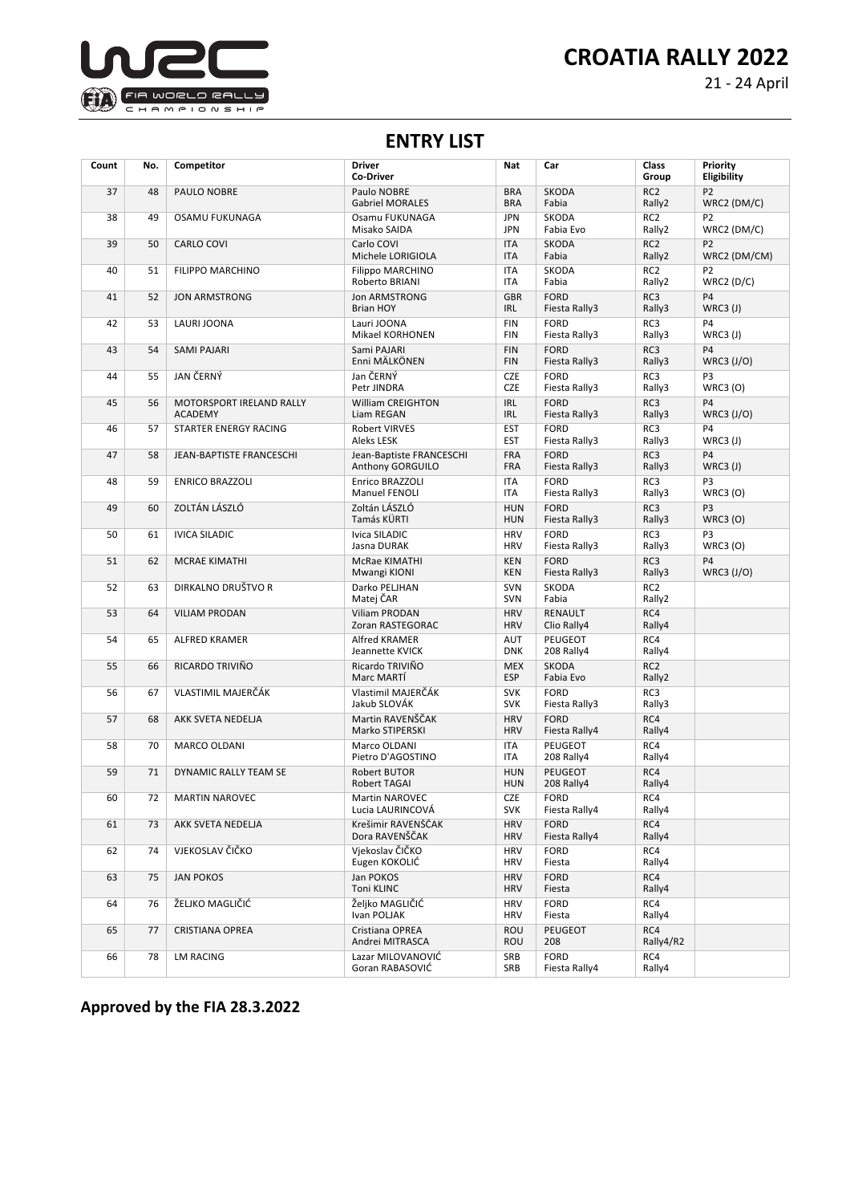# CROATIA RALLY 2022

21 - 24 April

## ENTRY LIST

| Count | No. | Competitor | Driver<br>Co-Driver | Nat | Car | Class<br>Group | Priority<br>Eligibility |
|---|---|---|---|---|---|---|---|
| 37 | 48 | PAULO NOBRE | Paulo NOBRE<br>Gabriel MORALES | BRA<br>BRA | SKODA<br>Fabia | RC2<br>Rally2 | P2<br>WRC2 (DM/C) |
| 38 | 49 | OSAMU FUKUNAGA | Osamu FUKUNAGA<br>Misako SAIDA | JPN<br>JPN | SKODA<br>Fabia Evo | RC2<br>Rally2 | P2<br>WRC2 (DM/C) |
| 39 | 50 | CARLO COVI | Carlo COVI<br>Michele LORIGIOLA | ITA<br>ITA | SKODA<br>Fabia | RC2<br>Rally2 | P2<br>WRC2 (DM/CM) |
| 40 | 51 | FILIPPO MARCHINO | Filippo MARCHINO<br>Roberto BRIANI | ITA<br>ITA | SKODA<br>Fabia | RC2<br>Rally2 | P2<br>WRC2 (D/C) |
| 41 | 52 | JON ARMSTRONG | Jon ARMSTRONG<br>Brian HOY | GBR<br>IRL | FORD<br>Fiesta Rally3 | RC3<br>Rally3 | P4<br>WRC3 (J) |
| 42 | 53 | LAURI JOONA | Lauri JOONA<br>Mikael KORHONEN | FIN<br>FIN | FORD<br>Fiesta Rally3 | RC3<br>Rally3 | P4<br>WRC3 (J) |
| 43 | 54 | SAMI PAJARI | Sami PAJARI<br>Enni MÄLKÖNEN | FIN<br>FIN | FORD<br>Fiesta Rally3 | RC3<br>Rally3 | P4<br>WRC3 (J/O) |
| 44 | 55 | JAN ČERNÝ | Jan ČERNÝ<br>Petr JINDRA | CZE<br>CZE | FORD<br>Fiesta Rally3 | RC3<br>Rally3 | P3<br>WRC3 (O) |
| 45 | 56 | MOTORSPORT IRELAND RALLY ACADEMY | William CREIGHTON<br>Liam REGAN | IRL<br>IRL | FORD<br>Fiesta Rally3 | RC3<br>Rally3 | P4<br>WRC3 (J/O) |
| 46 | 57 | STARTER ENERGY RACING | Robert VIRVES<br>Aleks LESK | EST<br>EST | FORD<br>Fiesta Rally3 | RC3<br>Rally3 | P4<br>WRC3 (J) |
| 47 | 58 | JEAN-BAPTISTE FRANCESCHI | Jean-Baptiste FRANCESCHI<br>Anthony GORGUILO | FRA<br>FRA | FORD<br>Fiesta Rally3 | RC3<br>Rally3 | P4<br>WRC3 (J) |
| 48 | 59 | ENRICO BRAZZOLI | Enrico BRAZZOLI<br>Manuel FENOLI | ITA<br>ITA | FORD<br>Fiesta Rally3 | RC3<br>Rally3 | P3<br>WRC3 (O) |
| 49 | 60 | ZOLTÁN LÁSZLÓ | Zoltán LÁSZLÓ<br>Tamás KÜRTI | HUN<br>HUN | FORD<br>Fiesta Rally3 | RC3<br>Rally3 | P3<br>WRC3 (O) |
| 50 | 61 | IVICA SILADIC | Ivica SILADIC<br>Jasna DURAK | HRV<br>HRV | FORD<br>Fiesta Rally3 | RC3<br>Rally3 | P3<br>WRC3 (O) |
| 51 | 62 | MCRAE KIMATHI | McRae KIMATHI<br>Mwangi KIONI | KEN<br>KEN | FORD<br>Fiesta Rally3 | RC3<br>Rally3 | P4<br>WRC3 (J/O) |
| 52 | 63 | DIRKALNO DRUŠTVO R | Darko PELJHAN<br>Matej ČAR | SVN<br>SVN | SKODA<br>Fabia | RC2<br>Rally2 | |
| 53 | 64 | VILIAM PRODAN | Viliam PRODAN<br>Zoran RASTEGORAC | HRV<br>HRV | RENAULT<br>Clio Rally4 | RC4<br>Rally4 | |
| 54 | 65 | ALFRED KRAMER | Alfred KRAMER<br>Jeannette KVICK | AUT<br>DNK | PEUGEOT<br>208 Rally4 | RC4<br>Rally4 | |
| 55 | 66 | RICARDO TRIVIÑO | Ricardo TRIVIÑO<br>Marc MARTÍ | MEX<br>ESP | SKODA<br>Fabia Evo | RC2<br>Rally2 | |
| 56 | 67 | VLASTIMIL MAJERČÁK | Vlastimil MAJERČÁK<br>Jakub SLOVÁK | SVK<br>SVK | FORD<br>Fiesta Rally3 | RC3<br>Rally3 | |
| 57 | 68 | AKK SVETA NEDELJA | Martin RAVENŠČAK<br>Marko STIPERSKI | HRV<br>HRV | FORD<br>Fiesta Rally4 | RC4<br>Rally4 | |
| 58 | 70 | MARCO OLDANI | Marco OLDANI<br>Pietro D'AGOSTINO | ITA<br>ITA | PEUGEOT<br>208 Rally4 | RC4<br>Rally4 | |
| 59 | 71 | DYNAMIC RALLY TEAM SE | Robert BUTOR<br>Robert TAGAI | HUN<br>HUN | PEUGEOT<br>208 Rally4 | RC4<br>Rally4 | |
| 60 | 72 | MARTIN NAROVEC | Martin NAROVEC<br>Lucia LAURINCOVÁ | CZE<br>SVK | FORD<br>Fiesta Rally4 | RC4<br>Rally4 | |
| 61 | 73 | AKK SVETA NEDELJA | Krešimir RAVENŠČAK<br>Dora RAVENŠČAK | HRV<br>HRV | FORD<br>Fiesta Rally4 | RC4<br>Rally4 | |
| 62 | 74 | VJEKOSLAV ČIČKO | Vjekoslav ČIČKO<br>Eugen KOKOLIĆ | HRV<br>HRV | FORD<br>Fiesta | RC4<br>Rally4 | |
| 63 | 75 | JAN POKOS | Jan POKOS<br>Toni KLINC | HRV<br>HRV | FORD<br>Fiesta | RC4<br>Rally4 | |
| 64 | 76 | ŽELJKO MAGLIČIĆ | Željko MAGLIČIĆ<br>Ivan POLJAK | HRV<br>HRV | FORD<br>Fiesta | RC4<br>Rally4 | |
| 65 | 77 | CRISTIANA OPREA | Cristiana OPREA<br>Andrei MITRASCA | ROU<br>ROU | PEUGEOT<br>208 | RC4<br>Rally4/R2 | |
| 66 | 78 | LM RACING | Lazar MILOVANOVIĆ<br>Goran RABASOVIĆ | SRB<br>SRB | FORD<br>Fiesta Rally4 | RC4<br>Rally4 | |

**Approved by the FIA 28.3.2022**